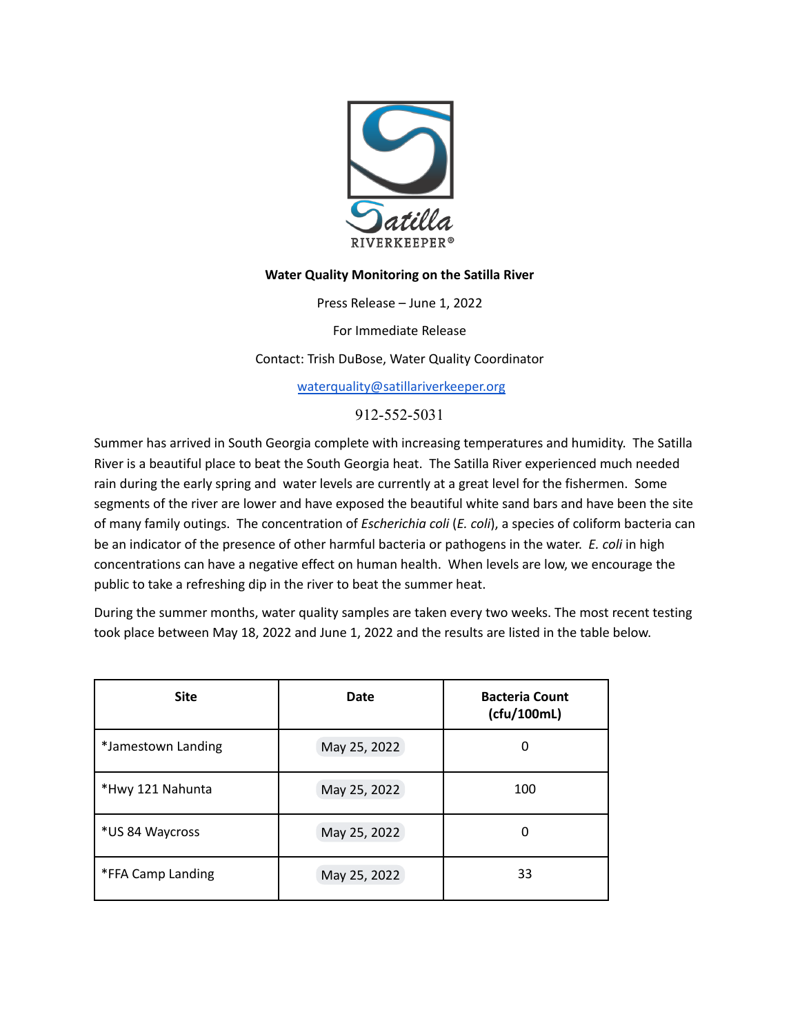Satilla RIVERKEEPER®

**Water Quality Monitoring on the Satilla River**

Press Release – June 1, 2022

For Immediate Release

Contact: Trish DuBose, Water Quality Coordinator

waterquality@satillariverkeeper.org

912-552-5031

Summer has arrived in South Georgia complete with increasing temperatures and humidity. The Satilla River is a beautiful place to beat the South Georgia heat. The Satilla River experienced much needed rain during the early spring and water levels are currently at a great level for the fishermen. Some segments of the river are lower and have exposed the beautiful white sand bars and have been the site of many family outings. The concentration of *Escherichia coli* (*E. coli*), a species of coliform bacteria can be an indicator of the presence of other harmful bacteria or pathogens in the water. *E. coli* in high concentrations can have a negative effect on human health. When levels are low, we encourage the public to take a refreshing dip in the river to beat the summer heat.

During the summer months, water quality samples are taken every two weeks. The most recent testing took place between May 18, 2022 and June 1, 2022 and the results are listed in the table below.

| Site | Date | Bacteria Count (cfu/100mL) |
|---|---|---|
| *Jamestown Landing | May 25, 2022 | 0 |
| *Hwy 121 Nahunta | May 25, 2022 | 100 |
| *US 84 Waycross | May 25, 2022 | 0 |
| *FFA Camp Landing | May 25, 2022 | 33 |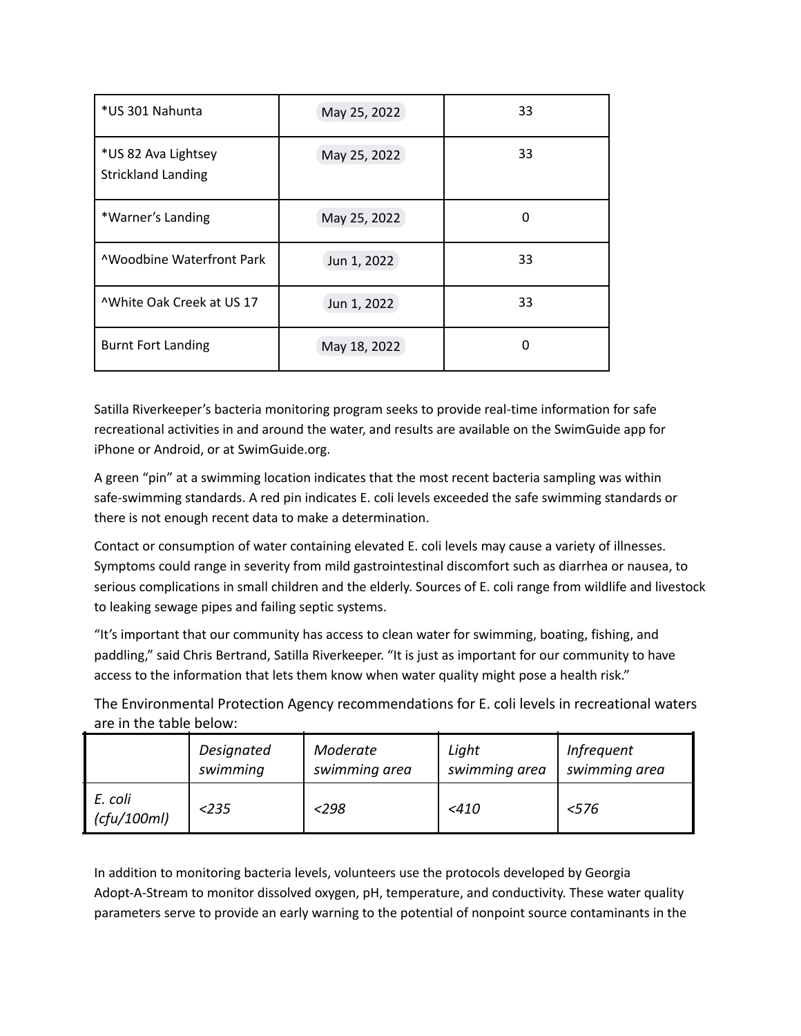| *US 301 Nahunta | May 25, 2022 | 33 |
|---|---|---|
| *US 82 Ava Lightsey Strickland Landing | May 25, 2022 | 33 |
| *Warner's Landing | May 25, 2022 | 0 |
| ^Woodbine Waterfront Park | Jun 1, 2022 | 33 |
| ^White Oak Creek at US 17 | Jun 1, 2022 | 33 |
| Burnt Fort Landing | May 18, 2022 | 0 |

Satilla Riverkeeper's bacteria monitoring program seeks to provide real-time information for safe recreational activities in and around the water, and results are available on the SwimGuide app for iPhone or Android, or at SwimGuide.org.

A green "pin" at a swimming location indicates that the most recent bacteria sampling was within safe-swimming standards. A red pin indicates E. coli levels exceeded the safe swimming standards or there is not enough recent data to make a determination.

Contact or consumption of water containing elevated E. coli levels may cause a variety of illnesses. Symptoms could range in severity from mild gastrointestinal discomfort such as diarrhea or nausea, to serious complications in small children and the elderly. Sources of E. coli range from wildlife and livestock to leaking sewage pipes and failing septic systems.

"It's important that our community has access to clean water for swimming, boating, fishing, and paddling," said Chris Bertrand, Satilla Riverkeeper. "It is just as important for our community to have access to the information that lets them know when water quality might pose a health risk."

The Environmental Protection Agency recommendations for E. coli levels in recreational waters are in the table below:

| | *Designated swimming* | *Moderate swimming area* | *Light swimming area* | *Infrequent swimming area* |
|---|---|---|---|---|
| *E. coli (cfu/100ml)* | *<235* | *<298* | *<410* | *<576* |

In addition to monitoring bacteria levels, volunteers use the protocols developed by Georgia Adopt-A-Stream to monitor dissolved oxygen, pH, temperature, and conductivity. These water quality parameters serve to provide an early warning to the potential of nonpoint source contaminants in the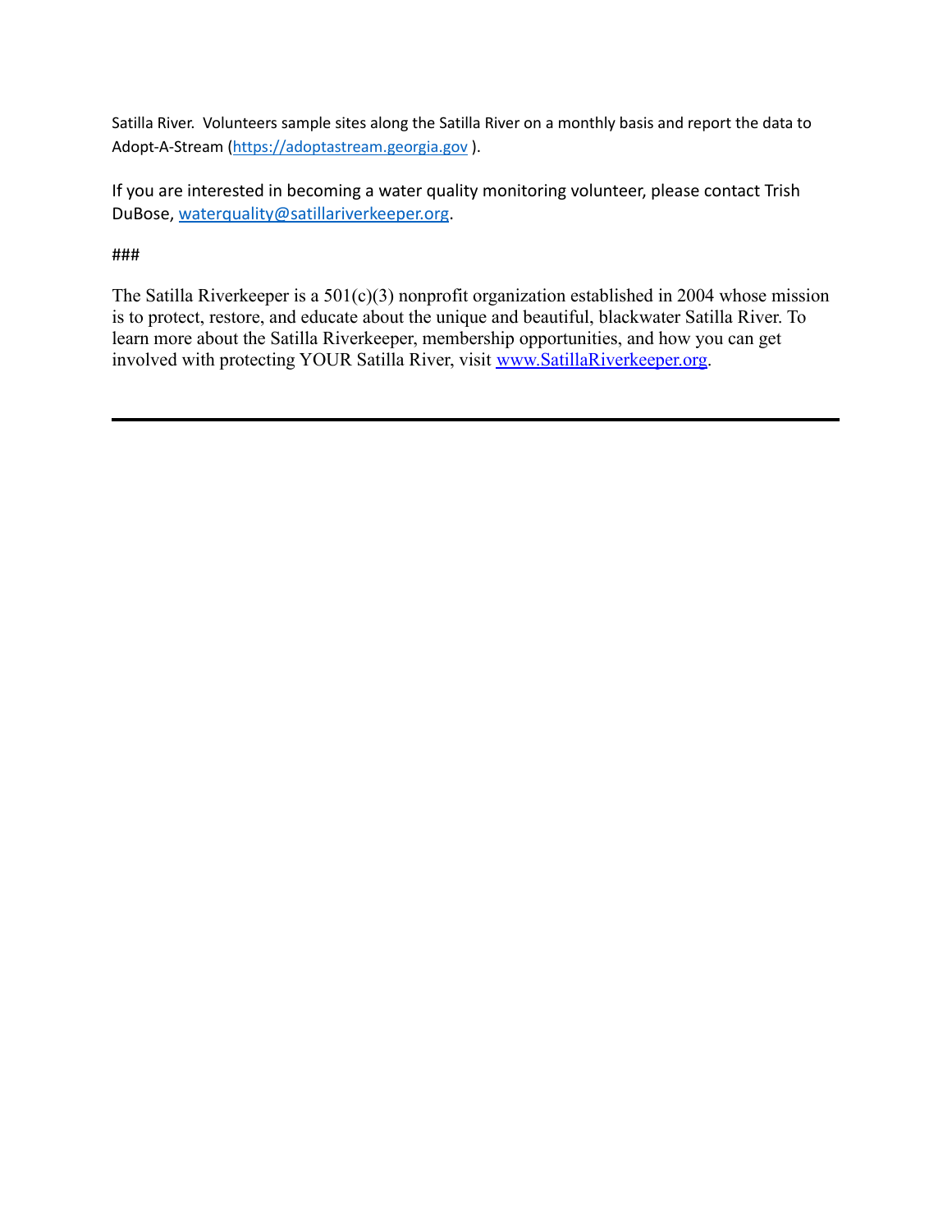Satilla River. Volunteers sample sites along the Satilla River on a monthly basis and report the data to Adopt-A-Stream (https://adoptastream.georgia.gov ).

If you are interested in becoming a water quality monitoring volunteer, please contact Trish DuBose, waterquality@satillariverkeeper.org.

###

The Satilla Riverkeeper is a 501(c)(3) nonprofit organization established in 2004 whose mission is to protect, restore, and educate about the unique and beautiful, blackwater Satilla River. To learn more about the Satilla Riverkeeper, membership opportunities, and how you can get involved with protecting YOUR Satilla River, visit www.SatillaRiverkeeper.org.

---